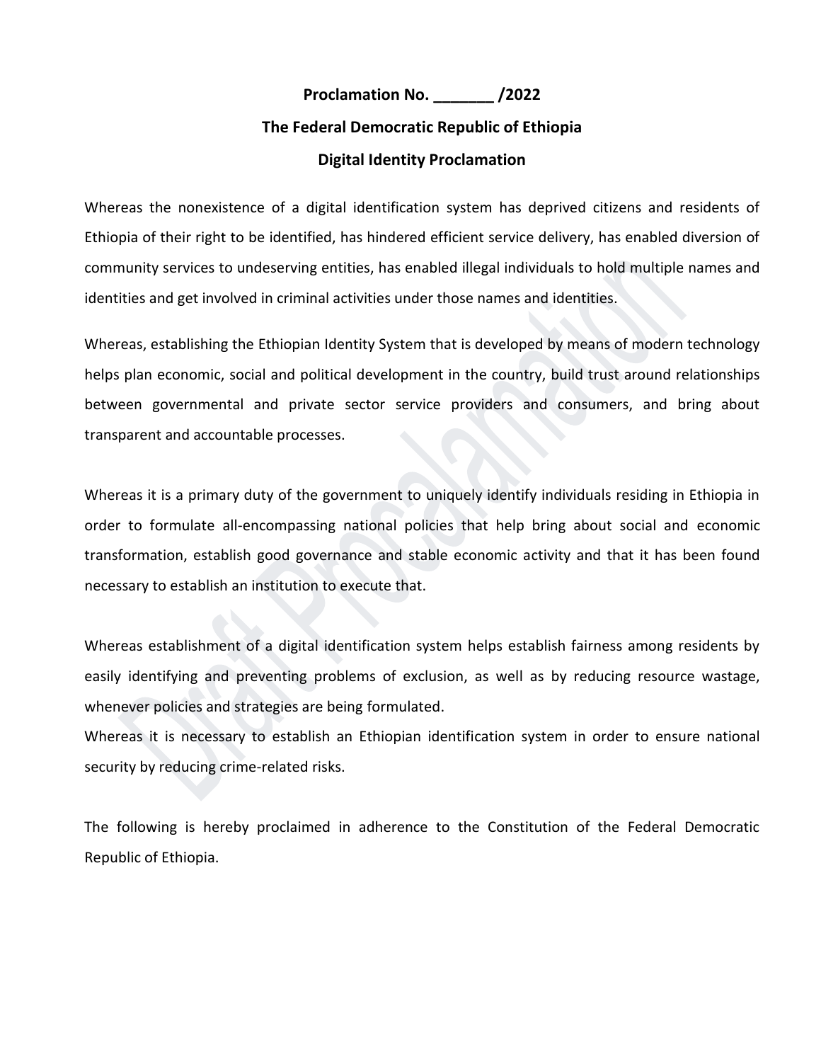# Proclamation No. _______ /2022

## The Federal Democratic Republic of Ethiopia

## Digital Identity Proclamation

Whereas the nonexistence of a digital identification system has deprived citizens and residents of Ethiopia of their right to be identified, has hindered efficient service delivery, has enabled diversion of community services to undeserving entities, has enabled illegal individuals to hold multiple names and identities and get involved in criminal activities under those names and identities.

Whereas, establishing the Ethiopian Identity System that is developed by means of modern technology helps plan economic, social and political development in the country, build trust around relationships between governmental and private sector service providers and consumers, and bring about transparent and accountable processes.

Whereas it is a primary duty of the government to uniquely identify individuals residing in Ethiopia in order to formulate all-encompassing national policies that help bring about social and economic transformation, establish good governance and stable economic activity and that it has been found necessary to establish an institution to execute that.

Whereas establishment of a digital identification system helps establish fairness among residents by easily identifying and preventing problems of exclusion, as well as by reducing resource wastage, whenever policies and strategies are being formulated.

Whereas it is necessary to establish an Ethiopian identification system in order to ensure national security by reducing crime-related risks.

The following is hereby proclaimed in adherence to the Constitution of the Federal Democratic Republic of Ethiopia.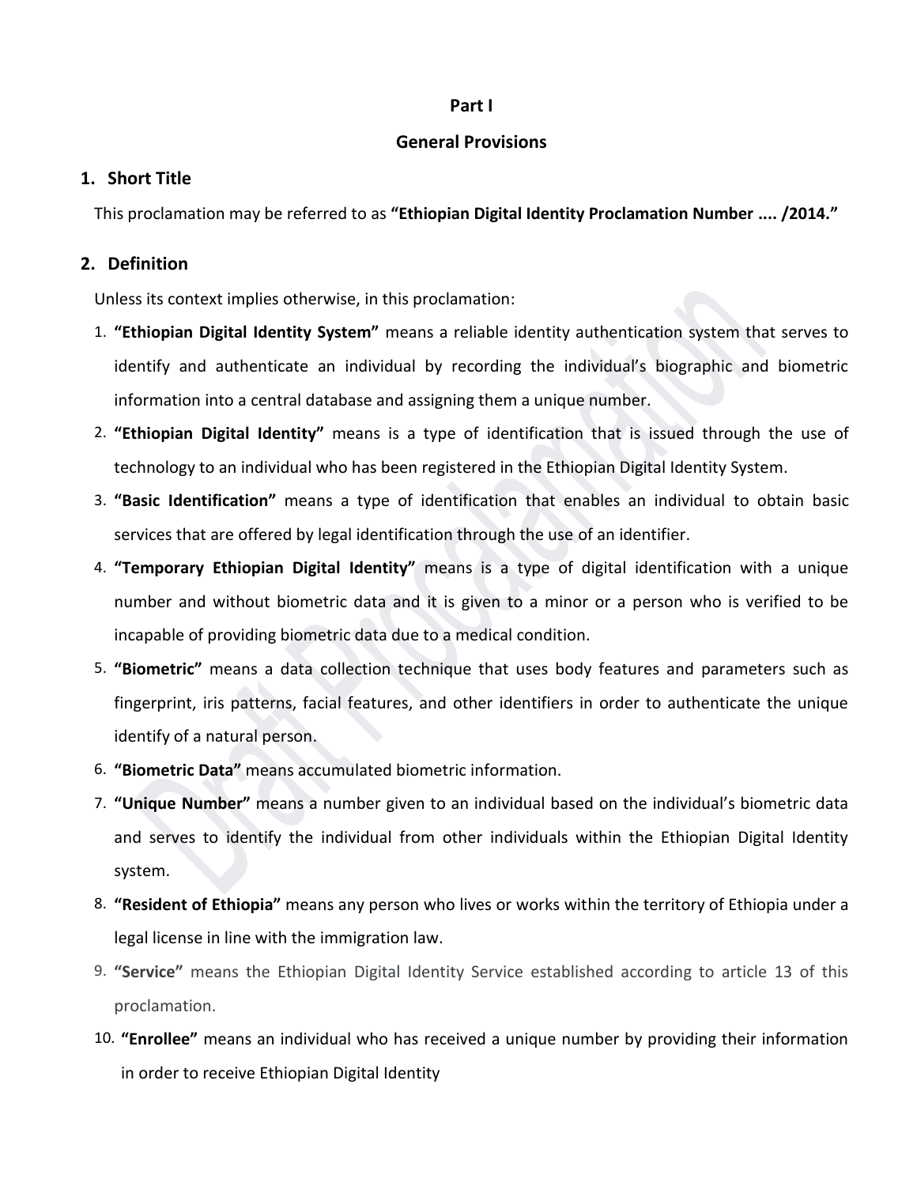## Part I

## General Provisions

### 1. Short Title

This proclamation may be referred to as **"Ethiopian Digital Identity Proclamation Number .... /2014."**

### 2. Definition

Unless its context implies otherwise, in this proclamation:

1. **"Ethiopian Digital Identity System"** means a reliable identity authentication system that serves to identify and authenticate an individual by recording the individual's biographic and biometric information into a central database and assigning them a unique number.
2. **"Ethiopian Digital Identity"** means is a type of identification that is issued through the use of technology to an individual who has been registered in the Ethiopian Digital Identity System.
3. **"Basic Identification"** means a type of identification that enables an individual to obtain basic services that are offered by legal identification through the use of an identifier.
4. **"Temporary Ethiopian Digital Identity"** means is a type of digital identification with a unique number and without biometric data and it is given to a minor or a person who is verified to be incapable of providing biometric data due to a medical condition.
5. **"Biometric"** means a data collection technique that uses body features and parameters such as fingerprint, iris patterns, facial features, and other identifiers in order to authenticate the unique identify of a natural person.
6. **"Biometric Data"** means accumulated biometric information.
7. **"Unique Number"** means a number given to an individual based on the individual's biometric data and serves to identify the individual from other individuals within the Ethiopian Digital Identity system.
8. **"Resident of Ethiopia"** means any person who lives or works within the territory of Ethiopia under a legal license in line with the immigration law.
9. **"Service"** means the Ethiopian Digital Identity Service established according to article 13 of this proclamation.
10. **"Enrollee"** means an individual who has received a unique number by providing their information in order to receive Ethiopian Digital Identity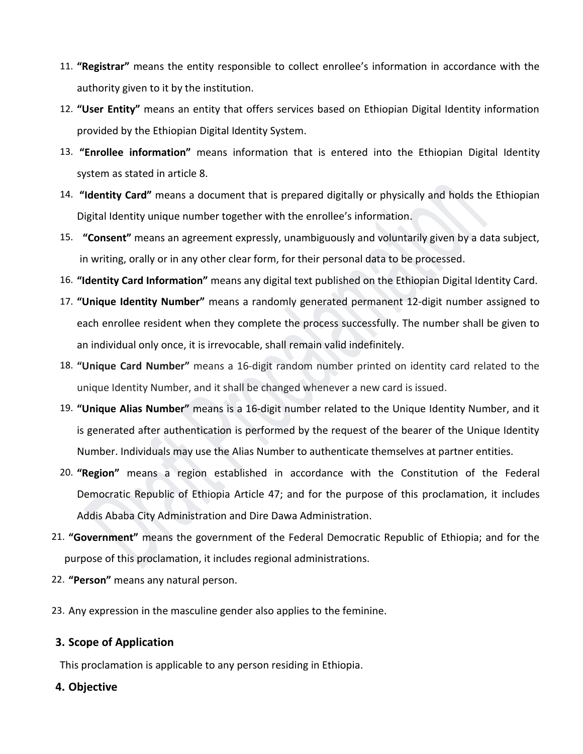11. **"Registrar"** means the entity responsible to collect enrollee's information in accordance with the authority given to it by the institution.
12. **"User Entity"** means an entity that offers services based on Ethiopian Digital Identity information provided by the Ethiopian Digital Identity System.
13. **"Enrollee information"** means information that is entered into the Ethiopian Digital Identity system as stated in article 8.
14. **"Identity Card"** means a document that is prepared digitally or physically and holds the Ethiopian Digital Identity unique number together with the enrollee's information.
15. **"Consent"** means an agreement expressly, unambiguously and voluntarily given by a data subject, in writing, orally or in any other clear form, for their personal data to be processed.
16. **"Identity Card Information"** means any digital text published on the Ethiopian Digital Identity Card.
17. **"Unique Identity Number"** means a randomly generated permanent 12-digit number assigned to each enrollee resident when they complete the process successfully. The number shall be given to an individual only once, it is irrevocable, shall remain valid indefinitely.
18. **"Unique Card Number"** means a 16-digit random number printed on identity card related to the unique Identity Number, and it shall be changed whenever a new card is issued.
19. **"Unique Alias Number"** means is a 16-digit number related to the Unique Identity Number, and it is generated after authentication is performed by the request of the bearer of the Unique Identity Number. Individuals may use the Alias Number to authenticate themselves at partner entities.
20. **"Region"** means a region established in accordance with the Constitution of the Federal Democratic Republic of Ethiopia Article 47; and for the purpose of this proclamation, it includes Addis Ababa City Administration and Dire Dawa Administration.
21. **"Government"** means the government of the Federal Democratic Republic of Ethiopia; and for the purpose of this proclamation, it includes regional administrations.
22. **"Person"** means any natural person.
23. Any expression in the masculine gender also applies to the feminine.

### 3. Scope of Application

This proclamation is applicable to any person residing in Ethiopia.

### 4. Objective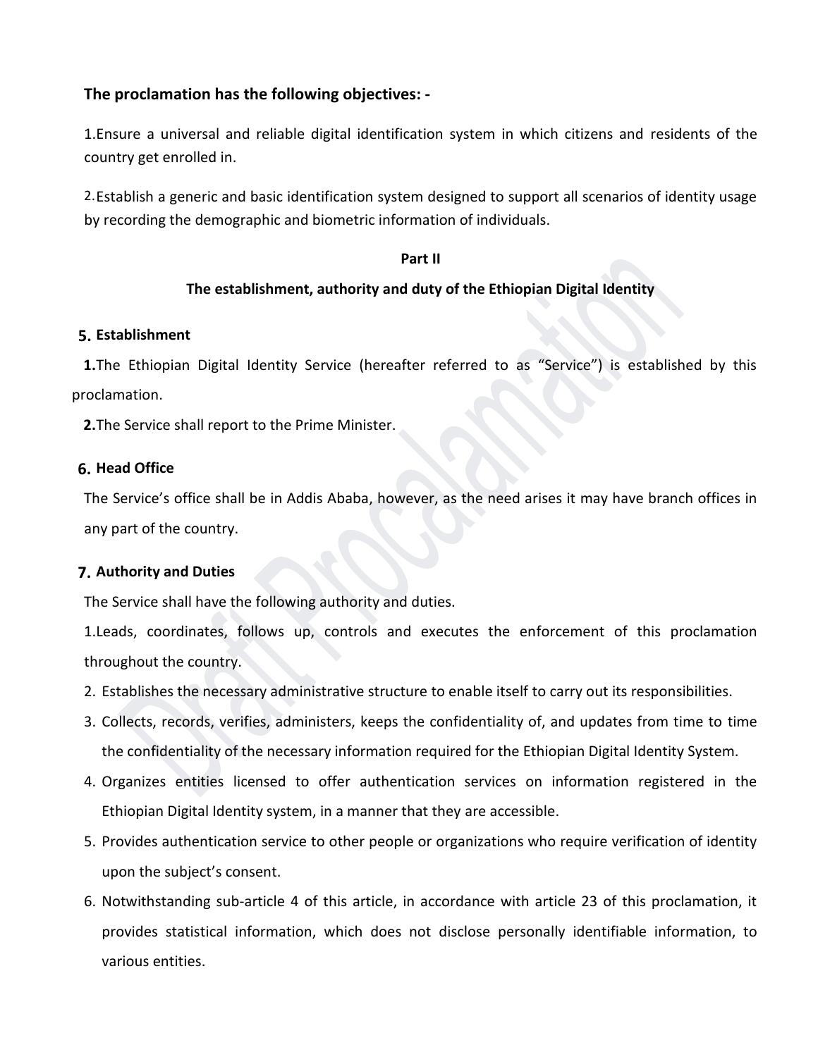**The proclamation has the following objectives: -**

1. Ensure a universal and reliable digital identification system in which citizens and residents of the country get enrolled in.
2. Establish a generic and basic identification system designed to support all scenarios of identity usage by recording the demographic and biometric information of individuals.

## Part II

## The establishment, authority and duty of the Ethiopian Digital Identity

### 5. Establishment

**1.** The Ethiopian Digital Identity Service (hereafter referred to as "Service") is established by this proclamation.

**2.** The Service shall report to the Prime Minister.

### 6. Head Office

The Service's office shall be in Addis Ababa, however, as the need arises it may have branch offices in any part of the country.

### 7. Authority and Duties

The Service shall have the following authority and duties.

1. Leads, coordinates, follows up, controls and executes the enforcement of this proclamation throughout the country.
2. Establishes the necessary administrative structure to enable itself to carry out its responsibilities.
3. Collects, records, verifies, administers, keeps the confidentiality of, and updates from time to time the confidentiality of the necessary information required for the Ethiopian Digital Identity System.
4. Organizes entities licensed to offer authentication services on information registered in the Ethiopian Digital Identity system, in a manner that they are accessible.
5. Provides authentication service to other people or organizations who require verification of identity upon the subject's consent.
6. Notwithstanding sub-article 4 of this article, in accordance with article 23 of this proclamation, it provides statistical information, which does not disclose personally identifiable information, to various entities.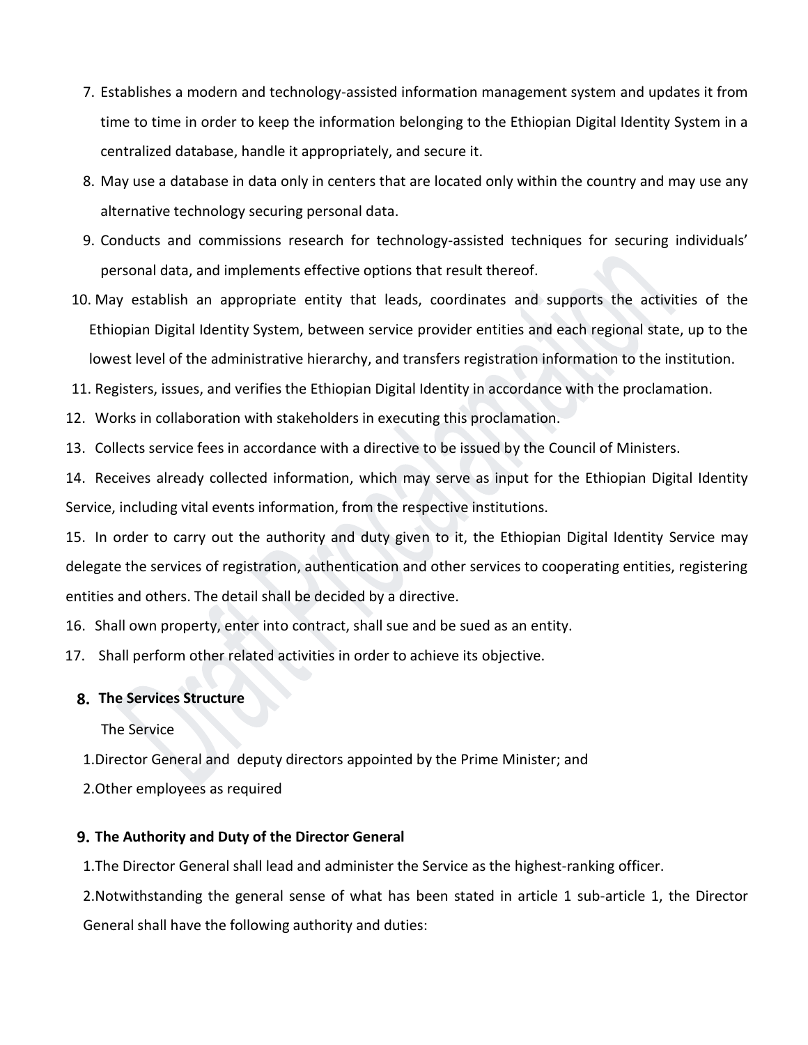7. Establishes a modern and technology-assisted information management system and updates it from time to time in order to keep the information belonging to the Ethiopian Digital Identity System in a centralized database, handle it appropriately, and secure it.
8. May use a database in data only in centers that are located only within the country and may use any alternative technology securing personal data.
9. Conducts and commissions research for technology-assisted techniques for securing individuals' personal data, and implements effective options that result thereof.
10. May establish an appropriate entity that leads, coordinates and supports the activities of the Ethiopian Digital Identity System, between service provider entities and each regional state, up to the lowest level of the administrative hierarchy, and transfers registration information to the institution.
11. Registers, issues, and verifies the Ethiopian Digital Identity in accordance with the proclamation.
12. Works in collaboration with stakeholders in executing this proclamation.
13. Collects service fees in accordance with a directive to be issued by the Council of Ministers.
14. Receives already collected information, which may serve as input for the Ethiopian Digital Identity Service, including vital events information, from the respective institutions.
15. In order to carry out the authority and duty given to it, the Ethiopian Digital Identity Service may delegate the services of registration, authentication and other services to cooperating entities, registering entities and others. The detail shall be decided by a directive.
16. Shall own property, enter into contract, shall sue and be sued as an entity.
17. Shall perform other related activities in order to achieve its objective.

### 8. The Services Structure

The Service

1. Director General and deputy directors appointed by the Prime Minister; and
2. Other employees as required

### 9. The Authority and Duty of the Director General

1. The Director General shall lead and administer the Service as the highest-ranking officer.
2. Notwithstanding the general sense of what has been stated in article 1 sub-article 1, the Director General shall have the following authority and duties: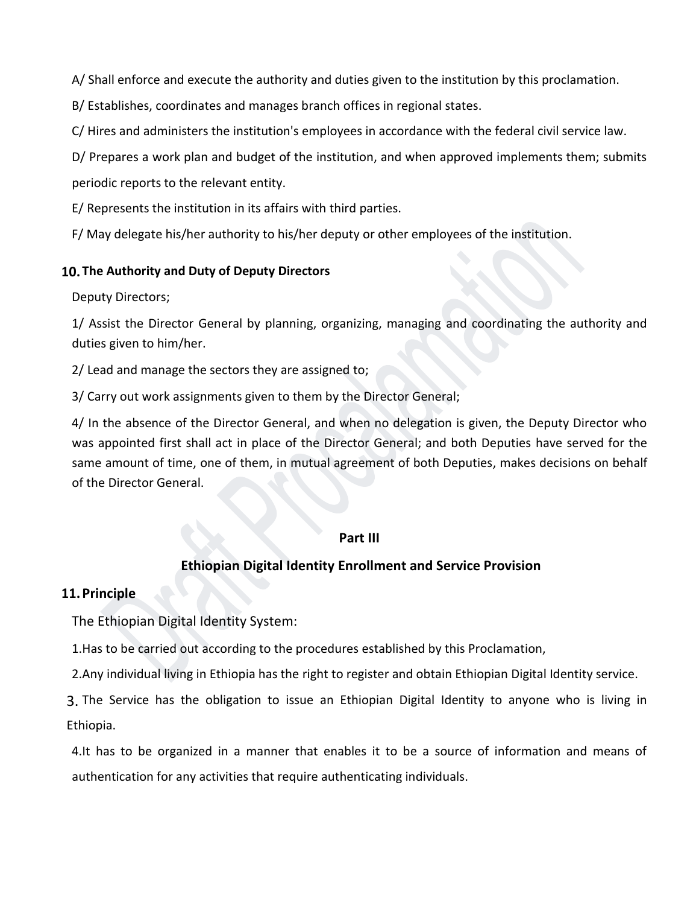A/ Shall enforce and execute the authority and duties given to the institution by this proclamation.

B/ Establishes, coordinates and manages branch offices in regional states.

C/ Hires and administers the institution's employees in accordance with the federal civil service law.

D/ Prepares a work plan and budget of the institution, and when approved implements them; submits periodic reports to the relevant entity.

E/ Represents the institution in its affairs with third parties.

F/ May delegate his/her authority to his/her deputy or other employees of the institution.

### 10. The Authority and Duty of Deputy Directors

Deputy Directors;

1/ Assist the Director General by planning, organizing, managing and coordinating the authority and duties given to him/her.

2/ Lead and manage the sectors they are assigned to;

3/ Carry out work assignments given to them by the Director General;

4/ In the absence of the Director General, and when no delegation is given, the Deputy Director who was appointed first shall act in place of the Director General; and both Deputies have served for the same amount of time, one of them, in mutual agreement of both Deputies, makes decisions on behalf of the Director General.

## Part III

## Ethiopian Digital Identity Enrollment and Service Provision

### 11. Principle

The Ethiopian Digital Identity System:

1.Has to be carried out according to the procedures established by this Proclamation,

2.Any individual living in Ethiopia has the right to register and obtain Ethiopian Digital Identity service.

3. The Service has the obligation to issue an Ethiopian Digital Identity to anyone who is living in Ethiopia.

4.It has to be organized in a manner that enables it to be a source of information and means of authentication for any activities that require authenticating individuals.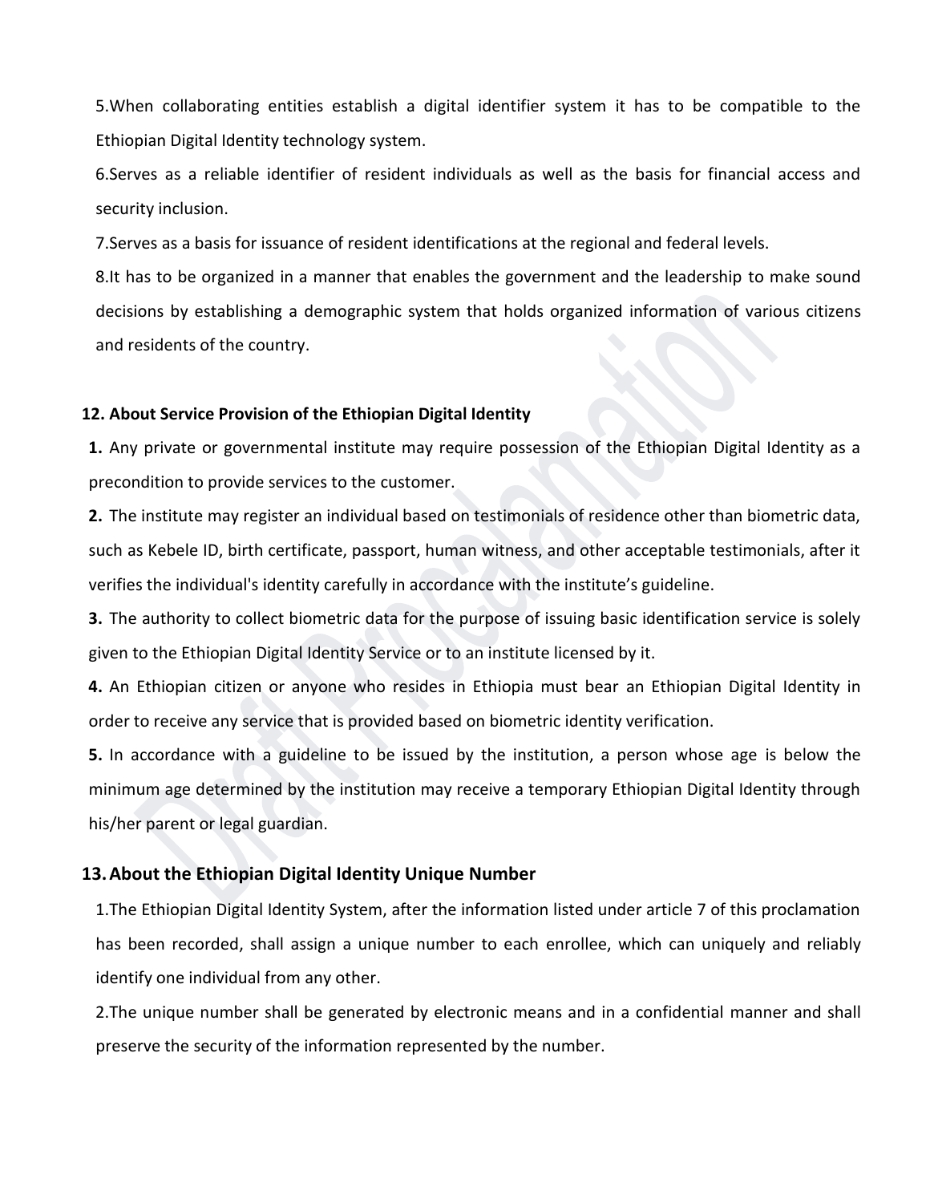5.When collaborating entities establish a digital identifier system it has to be compatible to the Ethiopian Digital Identity technology system.

6.Serves as a reliable identifier of resident individuals as well as the basis for financial access and security inclusion.

7.Serves as a basis for issuance of resident identifications at the regional and federal levels.

8.It has to be organized in a manner that enables the government and the leadership to make sound decisions by establishing a demographic system that holds organized information of various citizens and residents of the country.

### 12. About Service Provision of the Ethiopian Digital Identity

**1.** Any private or governmental institute may require possession of the Ethiopian Digital Identity as a precondition to provide services to the customer.

**2.** The institute may register an individual based on testimonials of residence other than biometric data, such as Kebele ID, birth certificate, passport, human witness, and other acceptable testimonials, after it verifies the individual's identity carefully in accordance with the institute's guideline.

**3.** The authority to collect biometric data for the purpose of issuing basic identification service is solely given to the Ethiopian Digital Identity Service or to an institute licensed by it.

**4.** An Ethiopian citizen or anyone who resides in Ethiopia must bear an Ethiopian Digital Identity in order to receive any service that is provided based on biometric identity verification.

**5.** In accordance with a guideline to be issued by the institution, a person whose age is below the minimum age determined by the institution may receive a temporary Ethiopian Digital Identity through his/her parent or legal guardian.

### 13. About the Ethiopian Digital Identity Unique Number

1.The Ethiopian Digital Identity System, after the information listed under article 7 of this proclamation has been recorded, shall assign a unique number to each enrollee, which can uniquely and reliably identify one individual from any other.

2.The unique number shall be generated by electronic means and in a confidential manner and shall preserve the security of the information represented by the number.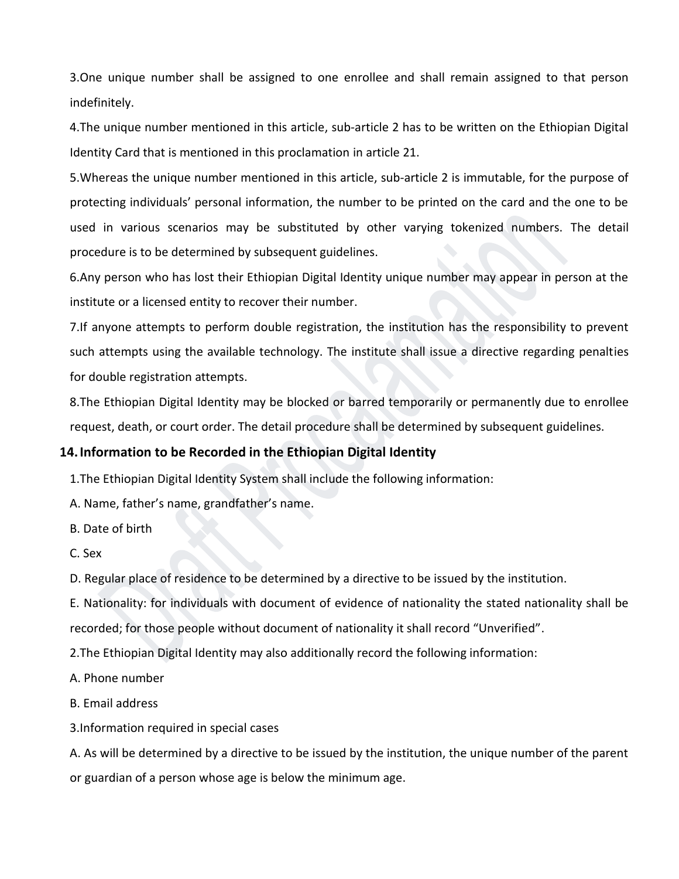3.One unique number shall be assigned to one enrollee and shall remain assigned to that person indefinitely.

4.The unique number mentioned in this article, sub-article 2 has to be written on the Ethiopian Digital Identity Card that is mentioned in this proclamation in article 21.

5.Whereas the unique number mentioned in this article, sub-article 2 is immutable, for the purpose of protecting individuals' personal information, the number to be printed on the card and the one to be used in various scenarios may be substituted by other varying tokenized numbers. The detail procedure is to be determined by subsequent guidelines.

6.Any person who has lost their Ethiopian Digital Identity unique number may appear in person at the institute or a licensed entity to recover their number.

7.If anyone attempts to perform double registration, the institution has the responsibility to prevent such attempts using the available technology. The institute shall issue a directive regarding penalties for double registration attempts.

8.The Ethiopian Digital Identity may be blocked or barred temporarily or permanently due to enrollee request, death, or court order. The detail procedure shall be determined by subsequent guidelines.

### 14. Information to be Recorded in the Ethiopian Digital Identity

1.The Ethiopian Digital Identity System shall include the following information:

A. Name, father's name, grandfather's name.

B. Date of birth

C. Sex

D. Regular place of residence to be determined by a directive to be issued by the institution.

E. Nationality: for individuals with document of evidence of nationality the stated nationality shall be recorded; for those people without document of nationality it shall record "Unverified".

2.The Ethiopian Digital Identity may also additionally record the following information:

A. Phone number

B. Email address

3.Information required in special cases

A. As will be determined by a directive to be issued by the institution, the unique number of the parent or guardian of a person whose age is below the minimum age.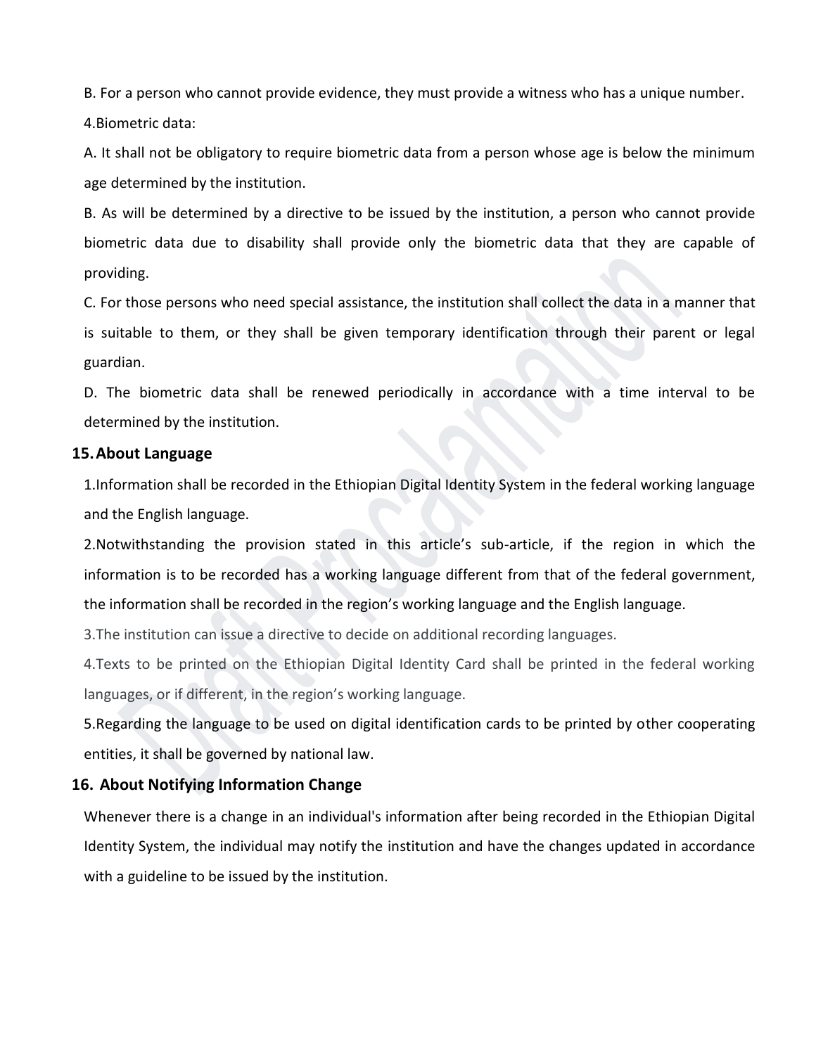B. For a person who cannot provide evidence, they must provide a witness who has a unique number.

4.Biometric data:

A. It shall not be obligatory to require biometric data from a person whose age is below the minimum age determined by the institution.

B. As will be determined by a directive to be issued by the institution, a person who cannot provide biometric data due to disability shall provide only the biometric data that they are capable of providing.

C. For those persons who need special assistance, the institution shall collect the data in a manner that is suitable to them, or they shall be given temporary identification through their parent or legal guardian.

D. The biometric data shall be renewed periodically in accordance with a time interval to be determined by the institution.

## 15. About Language

1.Information shall be recorded in the Ethiopian Digital Identity System in the federal working language and the English language.

2.Notwithstanding the provision stated in this article's sub-article, if the region in which the information is to be recorded has a working language different from that of the federal government, the information shall be recorded in the region's working language and the English language.

3.The institution can issue a directive to decide on additional recording languages.

4.Texts to be printed on the Ethiopian Digital Identity Card shall be printed in the federal working languages, or if different, in the region's working language.

5.Regarding the language to be used on digital identification cards to be printed by other cooperating entities, it shall be governed by national law.

## 16. About Notifying Information Change

Whenever there is a change in an individual's information after being recorded in the Ethiopian Digital Identity System, the individual may notify the institution and have the changes updated in accordance with a guideline to be issued by the institution.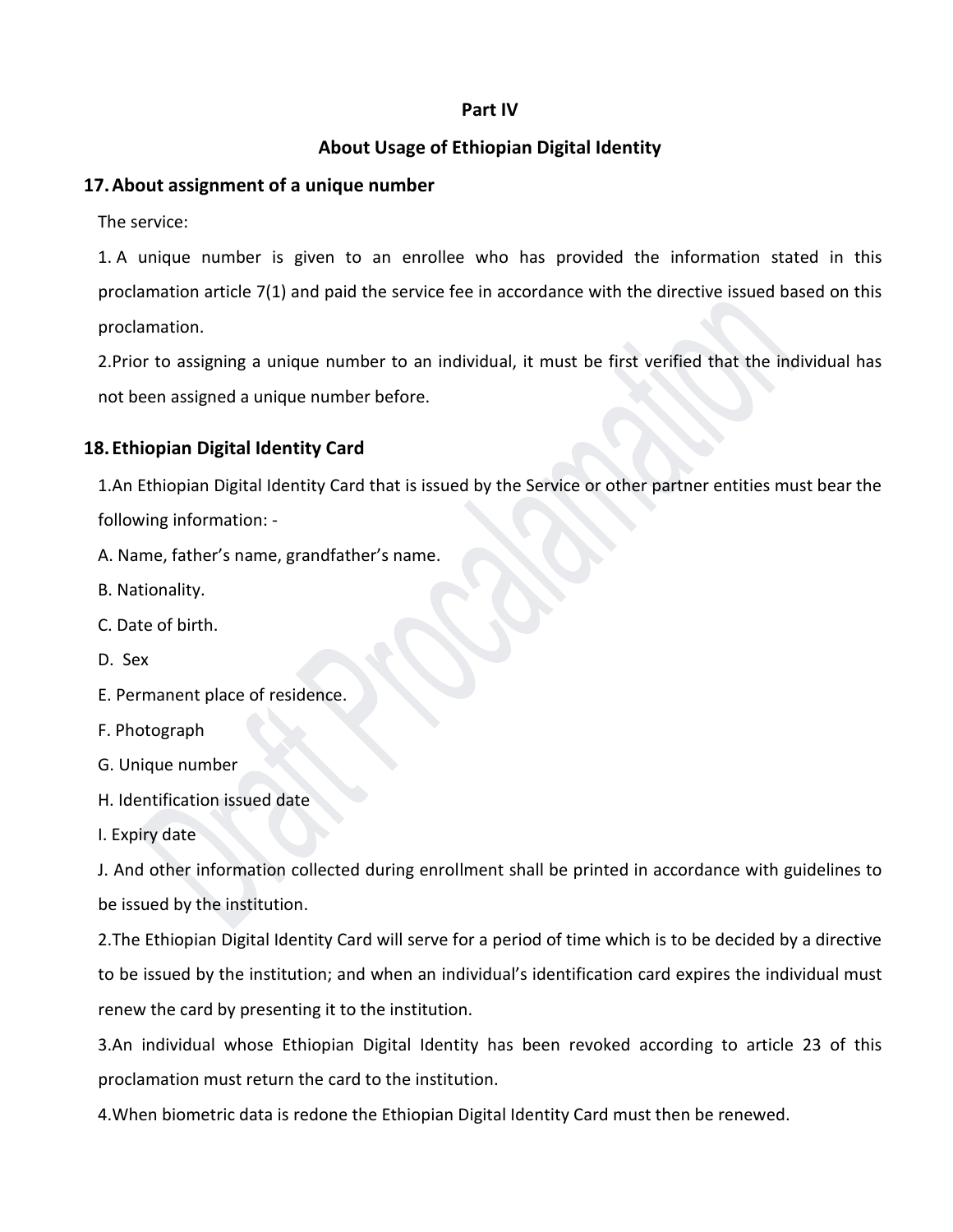## Part IV

## About Usage of Ethiopian Digital Identity

### 17. About assignment of a unique number

The service:

1. A unique number is given to an enrollee who has provided the information stated in this proclamation article 7(1) and paid the service fee in accordance with the directive issued based on this proclamation.

2. Prior to assigning a unique number to an individual, it must be first verified that the individual has not been assigned a unique number before.

### 18. Ethiopian Digital Identity Card

1. An Ethiopian Digital Identity Card that is issued by the Service or other partner entities must bear the following information: -

A. Name, father's name, grandfather's name.

B. Nationality.

C. Date of birth.

D. Sex

E. Permanent place of residence.

F. Photograph

G. Unique number

H. Identification issued date

I. Expiry date

J. And other information collected during enrollment shall be printed in accordance with guidelines to be issued by the institution.

2. The Ethiopian Digital Identity Card will serve for a period of time which is to be decided by a directive to be issued by the institution; and when an individual's identification card expires the individual must renew the card by presenting it to the institution.

3. An individual whose Ethiopian Digital Identity has been revoked according to article 23 of this proclamation must return the card to the institution.

4. When biometric data is redone the Ethiopian Digital Identity Card must then be renewed.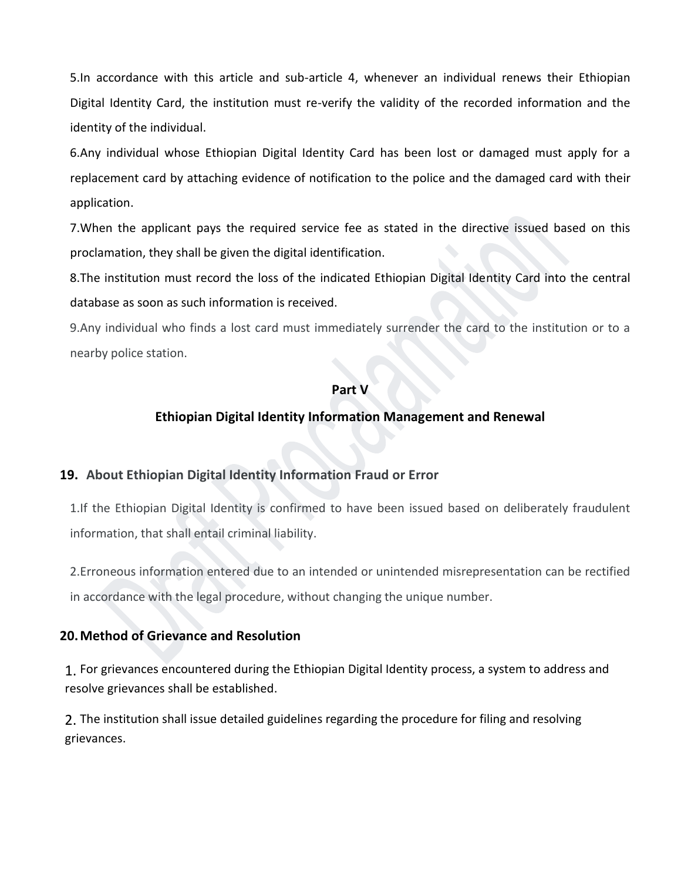5.In accordance with this article and sub-article 4, whenever an individual renews their Ethiopian Digital Identity Card, the institution must re-verify the validity of the recorded information and the identity of the individual.

6.Any individual whose Ethiopian Digital Identity Card has been lost or damaged must apply for a replacement card by attaching evidence of notification to the police and the damaged card with their application.

7.When the applicant pays the required service fee as stated in the directive issued based on this proclamation, they shall be given the digital identification.

8.The institution must record the loss of the indicated Ethiopian Digital Identity Card into the central database as soon as such information is received.

9.Any individual who finds a lost card must immediately surrender the card to the institution or to a nearby police station.

## Part V

## Ethiopian Digital Identity Information Management and Renewal

### 19. About Ethiopian Digital Identity Information Fraud or Error

1.If the Ethiopian Digital Identity is confirmed to have been issued based on deliberately fraudulent information, that shall entail criminal liability.

2.Erroneous information entered due to an intended or unintended misrepresentation can be rectified in accordance with the legal procedure, without changing the unique number.

### 20. Method of Grievance and Resolution

1. For grievances encountered during the Ethiopian Digital Identity process, a system to address and resolve grievances shall be established.

2. The institution shall issue detailed guidelines regarding the procedure for filing and resolving grievances.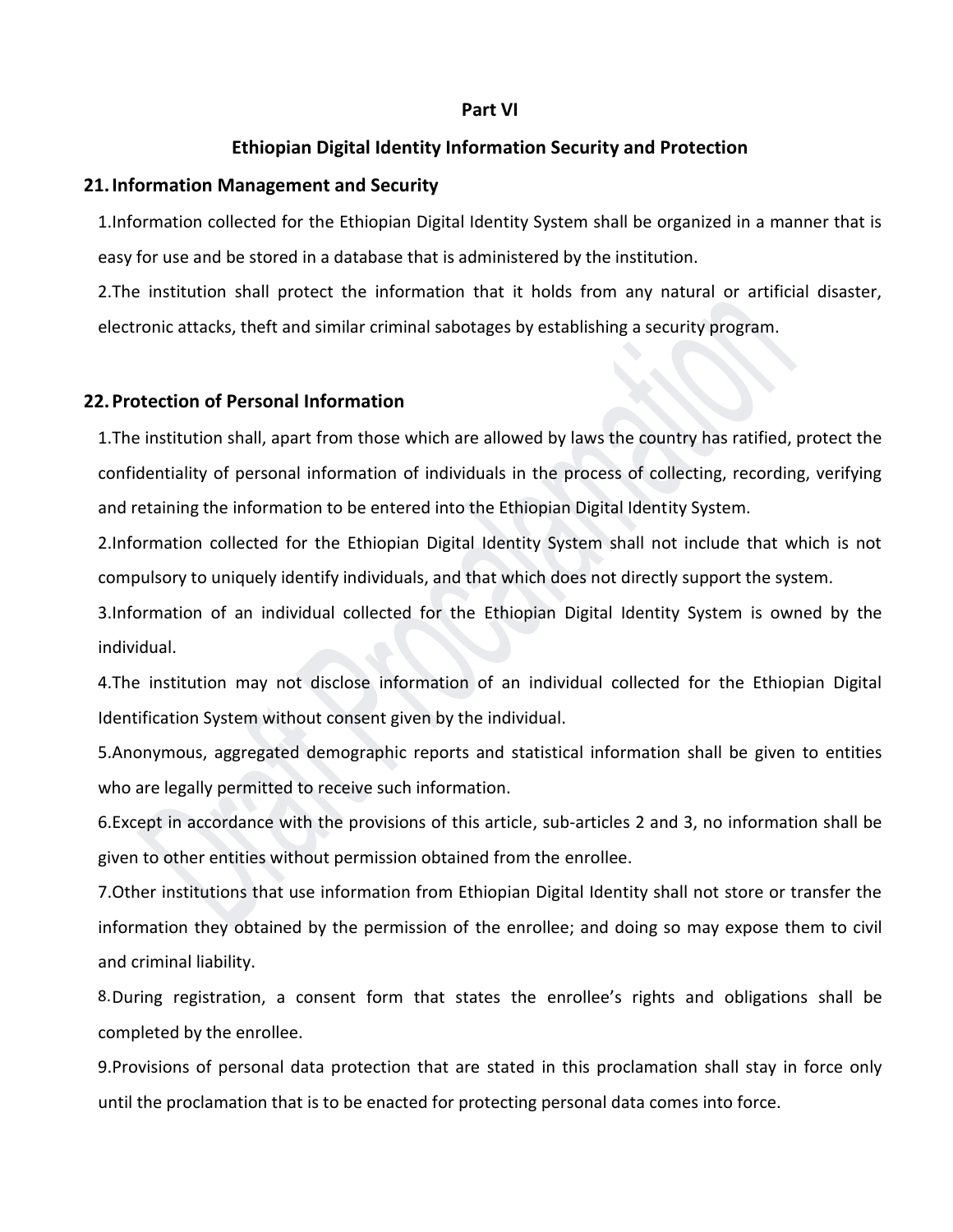## Part VI

## Ethiopian Digital Identity Information Security and Protection

### 21. Information Management and Security

1. Information collected for the Ethiopian Digital Identity System shall be organized in a manner that is easy for use and be stored in a database that is administered by the institution.
2. The institution shall protect the information that it holds from any natural or artificial disaster, electronic attacks, theft and similar criminal sabotages by establishing a security program.

### 22. Protection of Personal Information

1. The institution shall, apart from those which are allowed by laws the country has ratified, protect the confidentiality of personal information of individuals in the process of collecting, recording, verifying and retaining the information to be entered into the Ethiopian Digital Identity System.
2. Information collected for the Ethiopian Digital Identity System shall not include that which is not compulsory to uniquely identify individuals, and that which does not directly support the system.
3. Information of an individual collected for the Ethiopian Digital Identity System is owned by the individual.
4. The institution may not disclose information of an individual collected for the Ethiopian Digital Identification System without consent given by the individual.
5. Anonymous, aggregated demographic reports and statistical information shall be given to entities who are legally permitted to receive such information.
6. Except in accordance with the provisions of this article, sub-articles 2 and 3, no information shall be given to other entities without permission obtained from the enrollee.
7. Other institutions that use information from Ethiopian Digital Identity shall not store or transfer the information they obtained by the permission of the enrollee; and doing so may expose them to civil and criminal liability.
8. During registration, a consent form that states the enrollee's rights and obligations shall be completed by the enrollee.
9. Provisions of personal data protection that are stated in this proclamation shall stay in force only until the proclamation that is to be enacted for protecting personal data comes into force.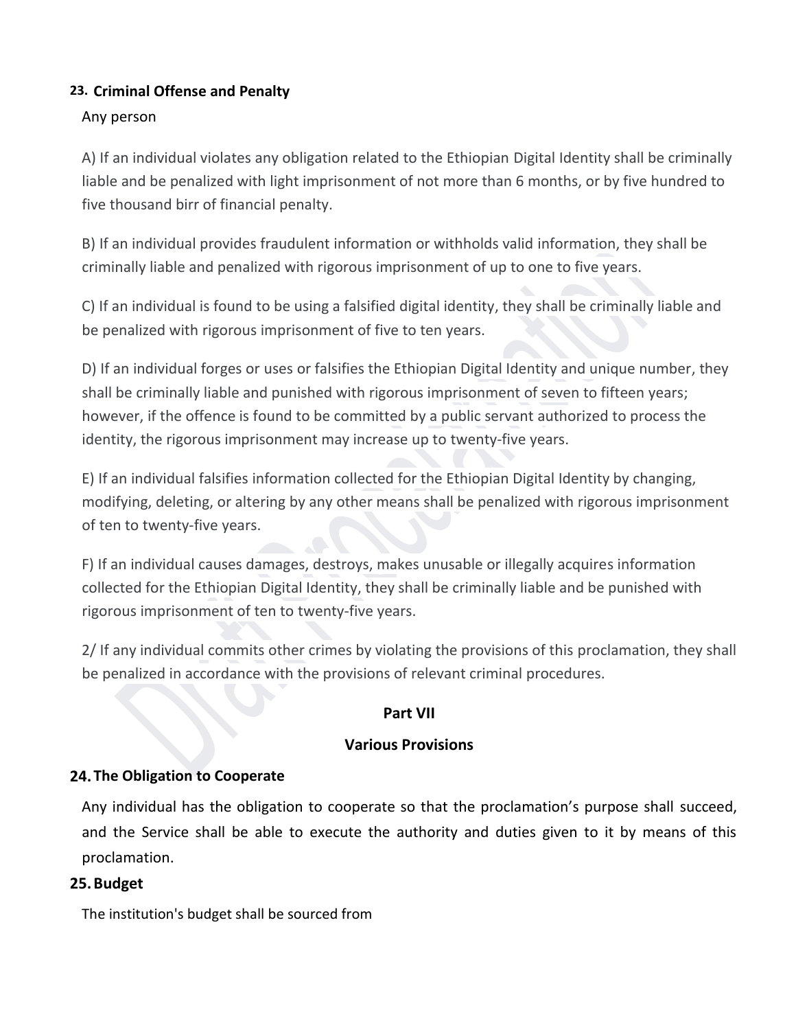### 23. Criminal Offense and Penalty

Any person

A) If an individual violates any obligation related to the Ethiopian Digital Identity shall be criminally liable and be penalized with light imprisonment of not more than 6 months, or by five hundred to five thousand birr of financial penalty.

B) If an individual provides fraudulent information or withholds valid information, they shall be criminally liable and penalized with rigorous imprisonment of up to one to five years.

C) If an individual is found to be using a falsified digital identity, they shall be criminally liable and be penalized with rigorous imprisonment of five to ten years.

D) If an individual forges or uses or falsifies the Ethiopian Digital Identity and unique number, they shall be criminally liable and punished with rigorous imprisonment of seven to fifteen years; however, if the offence is found to be committed by a public servant authorized to process the identity, the rigorous imprisonment may increase up to twenty-five years.

E) If an individual falsifies information collected for the Ethiopian Digital Identity by changing, modifying, deleting, or altering by any other means shall be penalized with rigorous imprisonment of ten to twenty-five years.

F) If an individual causes damages, destroys, makes unusable or illegally acquires information collected for the Ethiopian Digital Identity, they shall be criminally liable and be punished with rigorous imprisonment of ten to twenty-five years.

2/ If any individual commits other crimes by violating the provisions of this proclamation, they shall be penalized in accordance with the provisions of relevant criminal procedures.

## Part VII

## Various Provisions

### 24. The Obligation to Cooperate

Any individual has the obligation to cooperate so that the proclamation's purpose shall succeed, and the Service shall be able to execute the authority and duties given to it by means of this proclamation.

### 25. Budget

The institution's budget shall be sourced from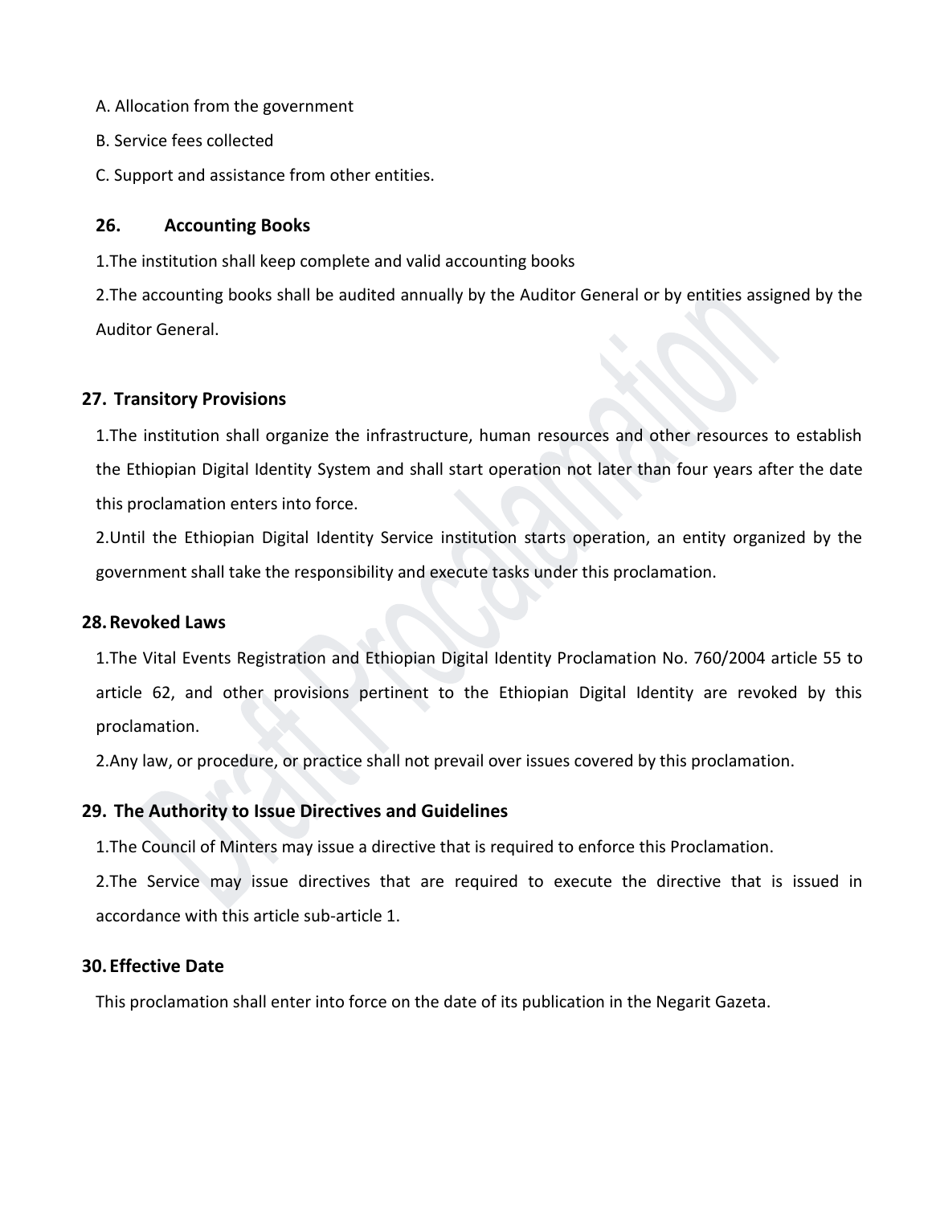A. Allocation from the government

B. Service fees collected

C. Support and assistance from other entities.

## 26. Accounting Books

1.The institution shall keep complete and valid accounting books

2.The accounting books shall be audited annually by the Auditor General or by entities assigned by the Auditor General.

## 27. Transitory Provisions

1.The institution shall organize the infrastructure, human resources and other resources to establish the Ethiopian Digital Identity System and shall start operation not later than four years after the date this proclamation enters into force.

2.Until the Ethiopian Digital Identity Service institution starts operation, an entity organized by the government shall take the responsibility and execute tasks under this proclamation.

## 28. Revoked Laws

1.The Vital Events Registration and Ethiopian Digital Identity Proclamation No. 760/2004 article 55 to article 62, and other provisions pertinent to the Ethiopian Digital Identity are revoked by this proclamation.

2.Any law, or procedure, or practice shall not prevail over issues covered by this proclamation.

## 29. The Authority to Issue Directives and Guidelines

1.The Council of Minters may issue a directive that is required to enforce this Proclamation.

2.The Service may issue directives that are required to execute the directive that is issued in accordance with this article sub-article 1.

## 30. Effective Date

This proclamation shall enter into force on the date of its publication in the Negarit Gazeta.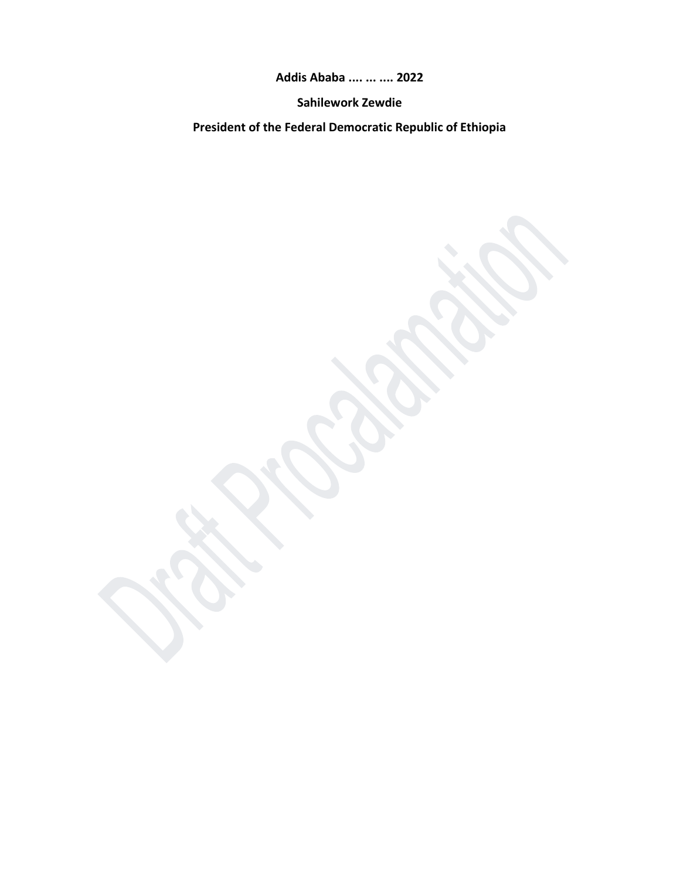**Addis Ababa .... ... .... 2022**

**Sahilework Zewdie**

**President of the Federal Democratic Republic of Ethiopia**